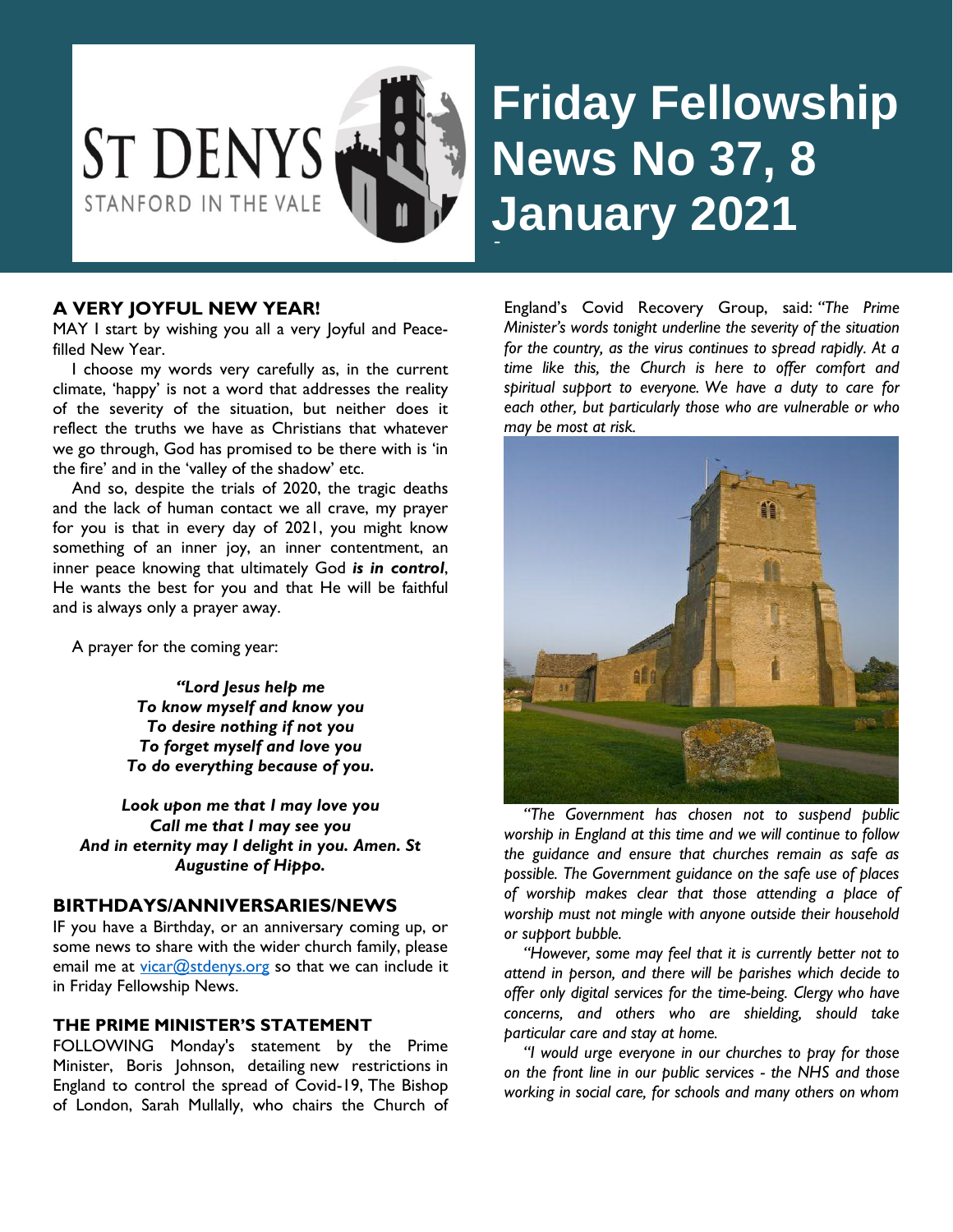# Friday Fellowship News No 37, 8 January 2021

ST DENYS
STANFORD IN THE VALE

## A VERY JOYFUL NEW YEAR!

MAY I start by wishing you all a very Joyful and Peace-filled New Year.

I choose my words very carefully as, in the current climate, 'happy' is not a word that addresses the reality of the severity of the situation, but neither does it reflect the truths we have as Christians that whatever we go through, God has promised to be there with is 'in the fire' and in the 'valley of the shadow' etc.

And so, despite the trials of 2020, the tragic deaths and the lack of human contact we all crave, my prayer for you is that in every day of 2021, you might know something of an inner joy, an inner contentment, an inner peace knowing that ultimately God ***is in control***, He wants the best for you and that He will be faithful and is always only a prayer away.

A prayer for the coming year:

***"Lord Jesus help me***
***To know myself and know you***
***To desire nothing if not you***
***To forget myself and love you***
***To do everything because of you.***

***Look upon me that I may love you***
***Call me that I may see you***
***And in eternity may I delight in you. Amen. St Augustine of Hippo.***

## BIRTHDAYS/ANNIVERSARIES/NEWS

IF you have a Birthday, or an anniversary coming up, or some news to share with the wider church family, please email me at vicar@stdenys.org so that we can include it in Friday Fellowship News.

## THE PRIME MINISTER'S STATEMENT

FOLLOWING Monday's statement by the Prime Minister, Boris Johnson, detailing new restrictions in England to control the spread of Covid-19, The Bishop of London, Sarah Mullally, who chairs the Church of England's Covid Recovery Group, said: *"The Prime Minister's words tonight underline the severity of the situation for the country, as the virus continues to spread rapidly. At a time like this, the Church is here to offer comfort and spiritual support to everyone. We have a duty to care for each other, but particularly those who are vulnerable or who may be most at risk.*

*"The Government has chosen not to suspend public worship in England at this time and we will continue to follow the guidance and ensure that churches remain as safe as possible. The Government guidance on the safe use of places of worship makes clear that those attending a place of worship must not mingle with anyone outside their household or support bubble.*

*"However, some may feel that it is currently better not to attend in person, and there will be parishes which decide to offer only digital services for the time-being. Clergy who have concerns, and others who are shielding, should take particular care and stay at home.*

*"I would urge everyone in our churches to pray for those on the front line in our public services - the NHS and those working in social care, for schools and many others on whom*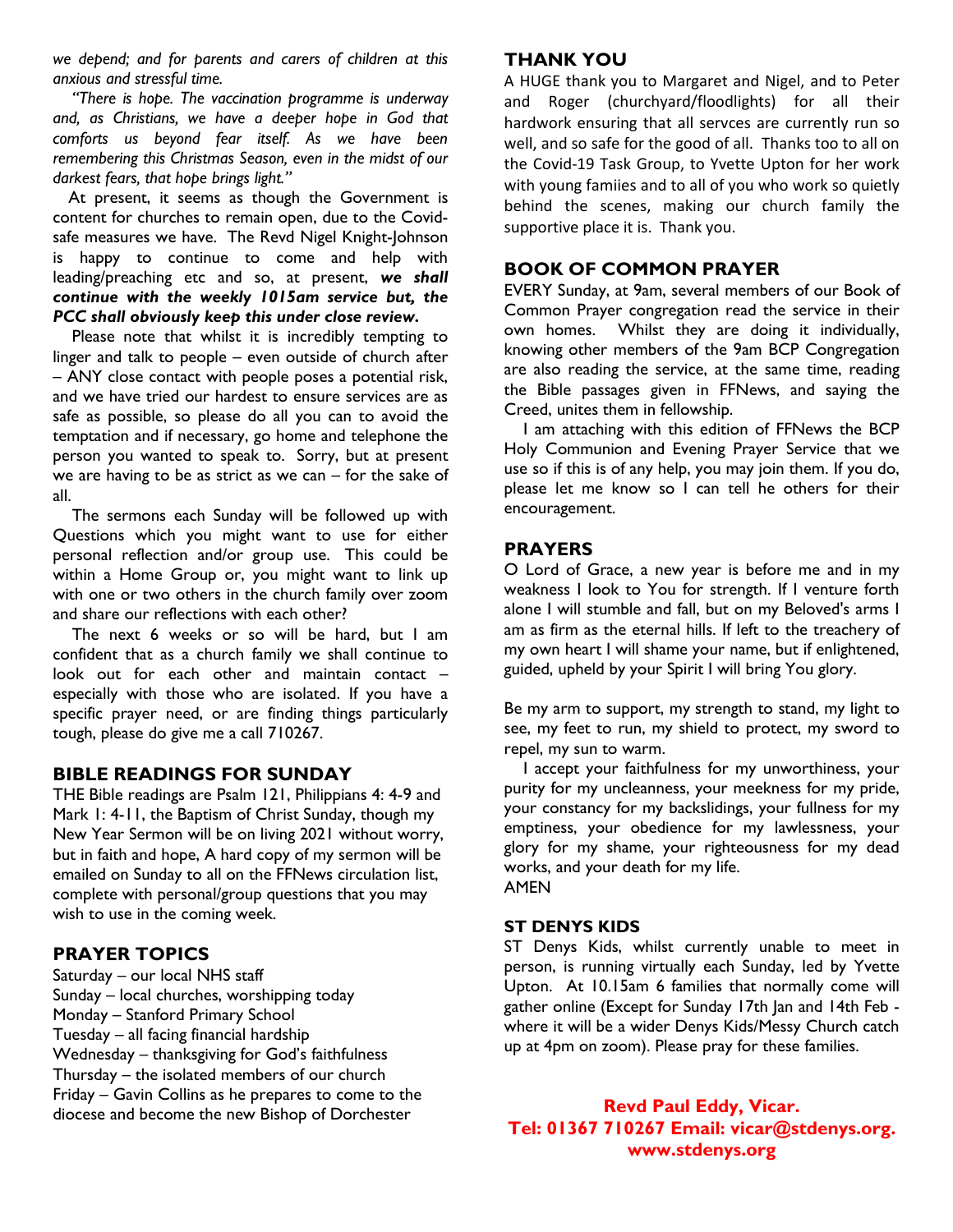*we depend; and for parents and carers of children at this anxious and stressful time.*

*"There is hope. The vaccination programme is underway and, as Christians, we have a deeper hope in God that comforts us beyond fear itself. As we have been remembering this Christmas Season, even in the midst of our darkest fears, that hope brings light."*

At present, it seems as though the Government is content for churches to remain open, due to the Covid-safe measures we have. The Revd Nigel Knight-Johnson is happy to continue to come and help with leading/preaching etc and so, at present, ***we shall continue with the weekly 1015am service but, the PCC shall obviously keep this under close review.***

Please note that whilst it is incredibly tempting to linger and talk to people – even outside of church after – ANY close contact with people poses a potential risk, and we have tried our hardest to ensure services are as safe as possible, so please do all you can to avoid the temptation and if necessary, go home and telephone the person you wanted to speak to. Sorry, but at present we are having to be as strict as we can – for the sake of all.

The sermons each Sunday will be followed up with Questions which you might want to use for either personal reflection and/or group use. This could be within a Home Group or, you might want to link up with one or two others in the church family over zoom and share our reflections with each other?

The next 6 weeks or so will be hard, but I am confident that as a church family we shall continue to look out for each other and maintain contact – especially with those who are isolated. If you have a specific prayer need, or are finding things particularly tough, please do give me a call 710267.

## BIBLE READINGS FOR SUNDAY

THE Bible readings are Psalm 121, Philippians 4: 4-9 and Mark 1: 4-11, the Baptism of Christ Sunday, though my New Year Sermon will be on living 2021 without worry, but in faith and hope, A hard copy of my sermon will be emailed on Sunday to all on the FFNews circulation list, complete with personal/group questions that you may wish to use in the coming week.

## PRAYER TOPICS

Saturday – our local NHS staff
Sunday – local churches, worshipping today
Monday – Stanford Primary School
Tuesday – all facing financial hardship
Wednesday – thanksgiving for God's faithfulness
Thursday – the isolated members of our church
Friday – Gavin Collins as he prepares to come to the diocese and become the new Bishop of Dorchester

## THANK YOU

A HUGE thank you to Margaret and Nigel, and to Peter and Roger (churchyard/floodlights) for all their hardwork ensuring that all servces are currently run so well, and so safe for the good of all. Thanks too to all on the Covid-19 Task Group, to Yvette Upton for her work with young famiies and to all of you who work so quietly behind the scenes, making our church family the supportive place it is. Thank you.

## BOOK OF COMMON PRAYER

EVERY Sunday, at 9am, several members of our Book of Common Prayer congregation read the service in their own homes. Whilst they are doing it individually, knowing other members of the 9am BCP Congregation are also reading the service, at the same time, reading the Bible passages given in FFNews, and saying the Creed, unites them in fellowship.

I am attaching with this edition of FFNews the BCP Holy Communion and Evening Prayer Service that we use so if this is of any help, you may join them. If you do, please let me know so I can tell he others for their encouragement.

## PRAYERS

O Lord of Grace, a new year is before me and in my weakness I look to You for strength. If I venture forth alone I will stumble and fall, but on my Beloved's arms I am as firm as the eternal hills. If left to the treachery of my own heart I will shame your name, but if enlightened, guided, upheld by your Spirit I will bring You glory.

Be my arm to support, my strength to stand, my light to see, my feet to run, my shield to protect, my sword to repel, my sun to warm.

I accept your faithfulness for my unworthiness, your purity for my uncleanness, your meekness for my pride, your constancy for my backslidings, your fullness for my emptiness, your obedience for my lawlessness, your glory for my shame, your righteousness for my dead works, and your death for my life.
AMEN

## ST DENYS KIDS

ST Denys Kids, whilst currently unable to meet in person, is running virtually each Sunday, led by Yvette Upton. At 10.15am 6 families that normally come will gather online (Except for Sunday 17th Jan and 14th Feb - where it will be a wider Denys Kids/Messy Church catch up at 4pm on zoom). Please pray for these families.

**Revd Paul Eddy, Vicar.**
**Tel: 01367 710267 Email: vicar@stdenys.org.**
**www.stdenys.org**